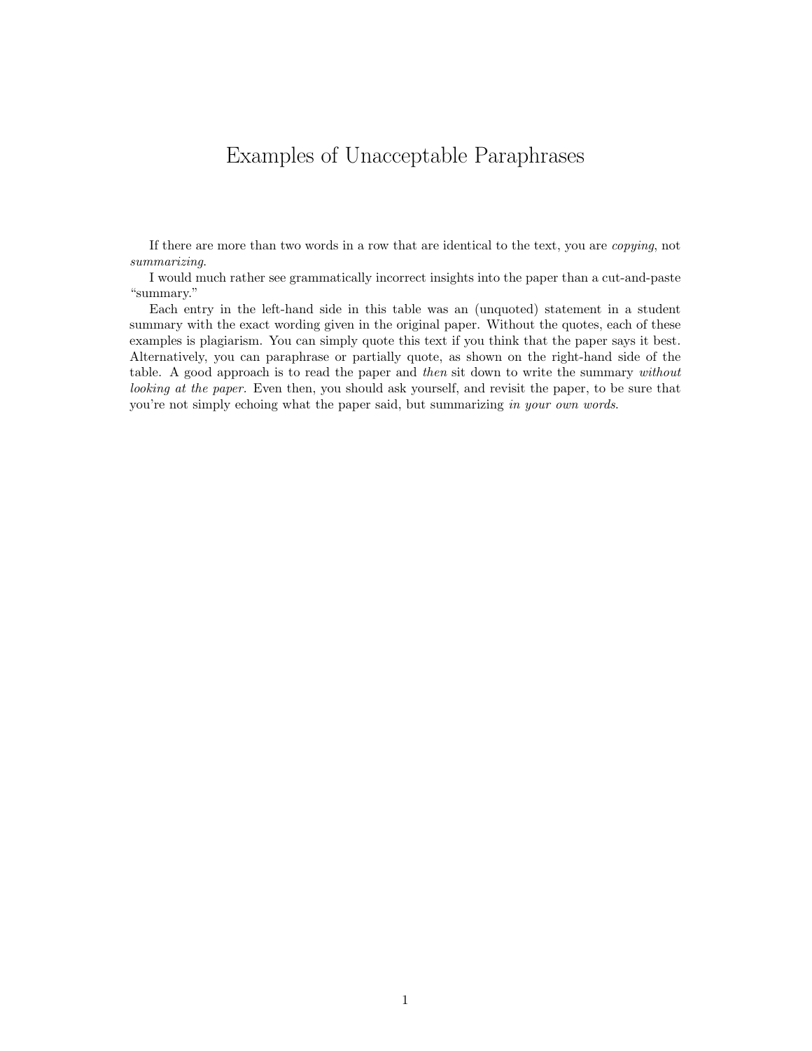# Examples of Unacceptable Paraphrases

If there are more than two words in a row that are identical to the text, you are *copying*, not *summarizing*.

I would much rather see grammatically incorrect insights into the paper than a cut-and-paste "summary."

Each entry in the left-hand side in this table was an (unquoted) statement in a student summary with the exact wording given in the original paper. Without the quotes, each of these examples is plagiarism. You can simply quote this text if you think that the paper says it best. Alternatively, you can paraphrase or partially quote, as shown on the right-hand side of the table. A good approach is to read the paper and *then* sit down to write the summary *without looking at the paper*. Even then, you should ask yourself, and revisit the paper, to be sure that you're not simply echoing what the paper said, but summarizing *in your own words*.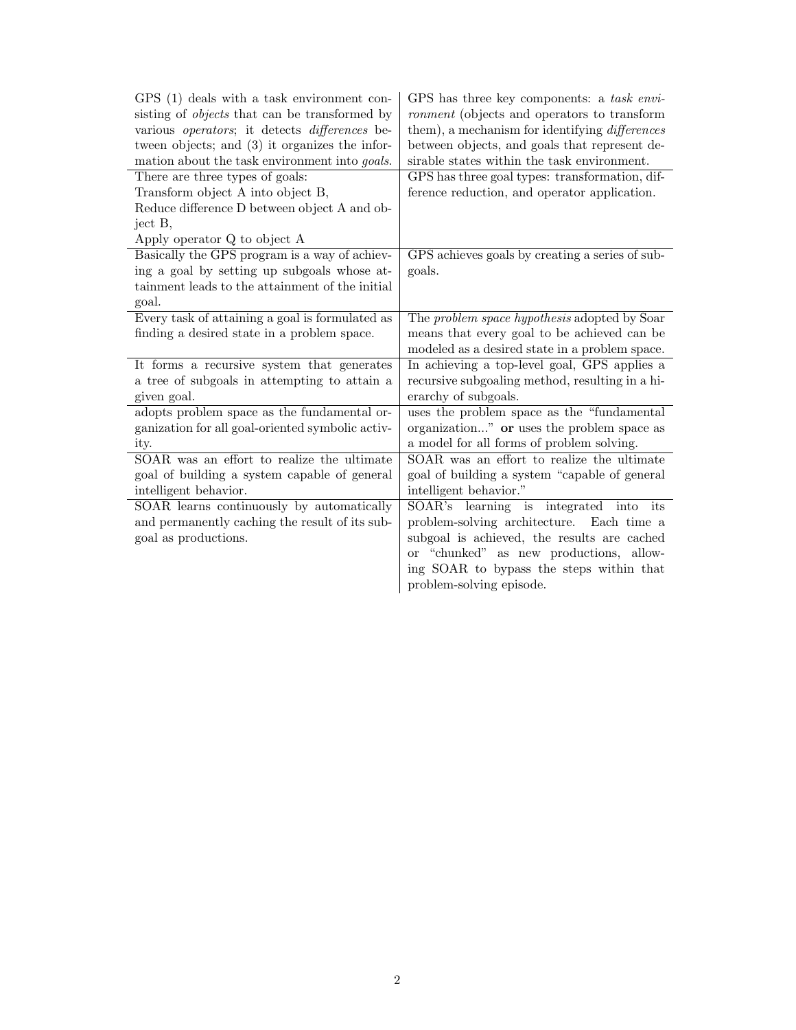| | |
|---|---|
| GPS (1) deals with a task environment consisting of *objects* that can be transformed by various *operators*; it detects *differences* between objects; and (3) it organizes the information about the task environment into *goals*. | GPS has three key components: a *task environment* (objects and operators to transform them), a mechanism for identifying *differences* between objects, and goals that represent desirable states within the task environment. |
| There are three types of goals:<br>Transform object A into object B,<br>Reduce difference D between object A and object B,<br>Apply operator Q to object A | GPS has three goal types: transformation, difference reduction, and operator application. |
| Basically the GPS program is a way of achieving a goal by setting up subgoals whose attainment leads to the attainment of the initial goal. | GPS achieves goals by creating a series of subgoals. |
| Every task of attaining a goal is formulated as finding a desired state in a problem space. | The *problem space hypothesis* adopted by Soar means that every goal to be achieved can be modeled as a desired state in a problem space. |
| It forms a recursive system that generates a tree of subgoals in attempting to attain a given goal. | In achieving a top-level goal, GPS applies a recursive subgoaling method, resulting in a hierarchy of subgoals. |
| adopts problem space as the fundamental organization for all goal-oriented symbolic activity. | uses the problem space as the "fundamental organization..." **or** uses the problem space as a model for all forms of problem solving. |
| SOAR was an effort to realize the ultimate goal of building a system capable of general intelligent behavior. | SOAR was an effort to realize the ultimate goal of building a system "capable of general intelligent behavior." |
| SOAR learns continuously by automatically and permanently caching the result of its subgoal as productions. | SOAR's learning is integrated into its problem-solving architecture. Each time a subgoal is achieved, the results are cached or "chunked" as new productions, allowing SOAR to bypass the steps within that problem-solving episode. |